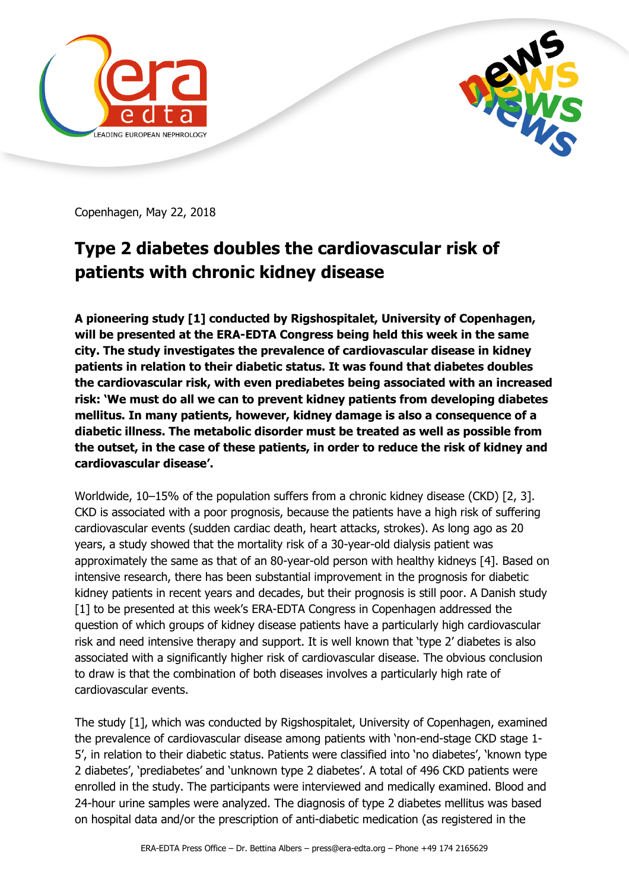Copenhagen, May 22, 2018

# Type 2 diabetes doubles the cardiovascular risk of patients with chronic kidney disease

**A pioneering study [1] conducted by Rigshospitalet, University of Copenhagen, will be presented at the ERA-EDTA Congress being held this week in the same city. The study investigates the prevalence of cardiovascular disease in kidney patients in relation to their diabetic status. It was found that diabetes doubles the cardiovascular risk, with even prediabetes being associated with an increased risk: 'We must do all we can to prevent kidney patients from developing diabetes mellitus. In many patients, however, kidney damage is also a consequence of a diabetic illness. The metabolic disorder must be treated as well as possible from the outset, in the case of these patients, in order to reduce the risk of kidney and cardiovascular disease'.**

Worldwide, 10–15% of the population suffers from a chronic kidney disease (CKD) [2, 3]. CKD is associated with a poor prognosis, because the patients have a high risk of suffering cardiovascular events (sudden cardiac death, heart attacks, strokes). As long ago as 20 years, a study showed that the mortality risk of a 30-year-old dialysis patient was approximately the same as that of an 80-year-old person with healthy kidneys [4]. Based on intensive research, there has been substantial improvement in the prognosis for diabetic kidney patients in recent years and decades, but their prognosis is still poor. A Danish study [1] to be presented at this week's ERA-EDTA Congress in Copenhagen addressed the question of which groups of kidney disease patients have a particularly high cardiovascular risk and need intensive therapy and support. It is well known that 'type 2' diabetes is also associated with a significantly higher risk of cardiovascular disease. The obvious conclusion to draw is that the combination of both diseases involves a particularly high rate of cardiovascular events.

The study [1], which was conducted by Rigshospitalet, University of Copenhagen, examined the prevalence of cardiovascular disease among patients with 'non-end-stage CKD stage 1-5', in relation to their diabetic status. Patients were classified into 'no diabetes', 'known type 2 diabetes', 'prediabetes' and 'unknown type 2 diabetes'. A total of 496 CKD patients were enrolled in the study. The participants were interviewed and medically examined. Blood and 24-hour urine samples were analyzed. The diagnosis of type 2 diabetes mellitus was based on hospital data and/or the prescription of anti-diabetic medication (as registered in the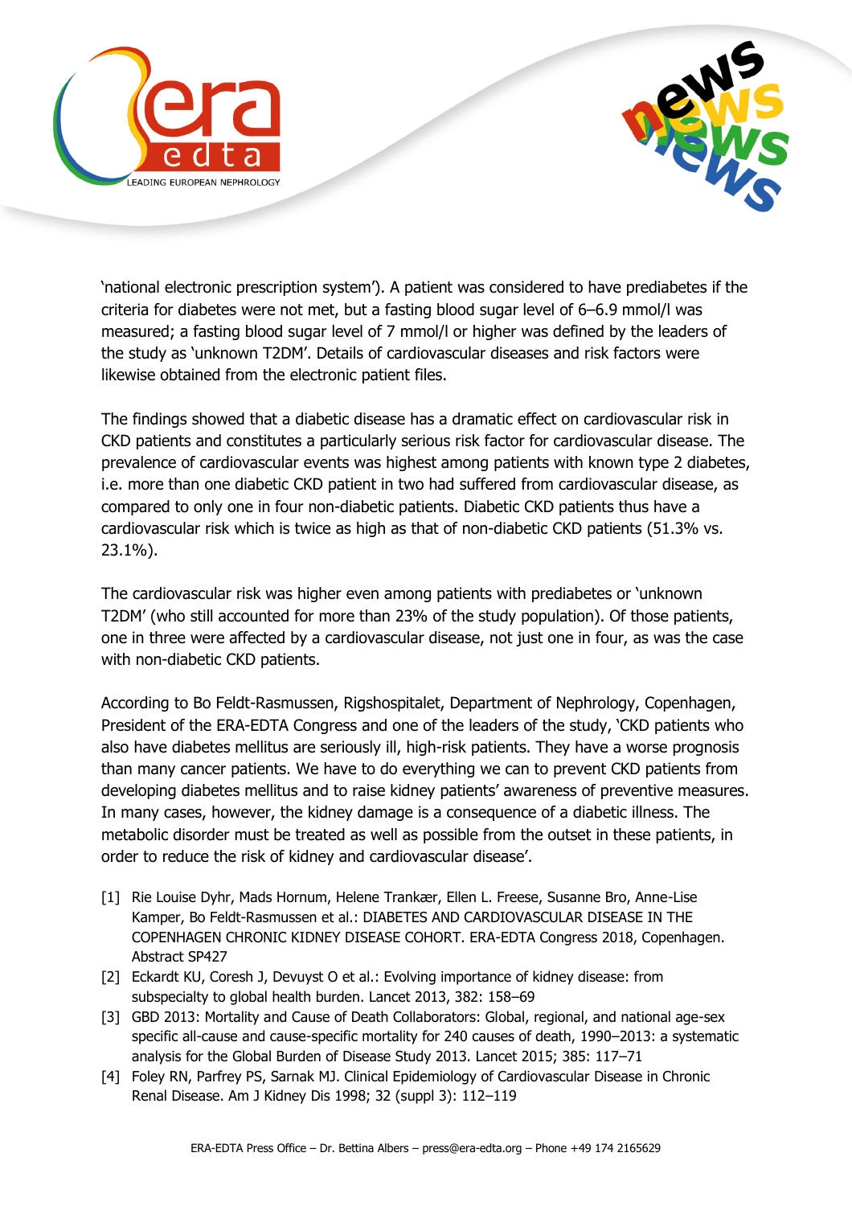'national electronic prescription system'). A patient was considered to have prediabetes if the criteria for diabetes were not met, but a fasting blood sugar level of 6–6.9 mmol/l was measured; a fasting blood sugar level of 7 mmol/l or higher was defined by the leaders of the study as 'unknown T2DM'. Details of cardiovascular diseases and risk factors were likewise obtained from the electronic patient files.

The findings showed that a diabetic disease has a dramatic effect on cardiovascular risk in CKD patients and constitutes a particularly serious risk factor for cardiovascular disease. The prevalence of cardiovascular events was highest among patients with known type 2 diabetes, i.e. more than one diabetic CKD patient in two had suffered from cardiovascular disease, as compared to only one in four non-diabetic patients. Diabetic CKD patients thus have a cardiovascular risk which is twice as high as that of non-diabetic CKD patients (51.3% vs. 23.1%).

The cardiovascular risk was higher even among patients with prediabetes or 'unknown T2DM' (who still accounted for more than 23% of the study population). Of those patients, one in three were affected by a cardiovascular disease, not just one in four, as was the case with non-diabetic CKD patients.

According to Bo Feldt-Rasmussen, Rigshospitalet, Department of Nephrology, Copenhagen, President of the ERA-EDTA Congress and one of the leaders of the study, 'CKD patients who also have diabetes mellitus are seriously ill, high-risk patients. They have a worse prognosis than many cancer patients. We have to do everything we can to prevent CKD patients from developing diabetes mellitus and to raise kidney patients' awareness of preventive measures. In many cases, however, the kidney damage is a consequence of a diabetic illness. The metabolic disorder must be treated as well as possible from the outset in these patients, in order to reduce the risk of kidney and cardiovascular disease'.

- [1] Rie Louise Dyhr, Mads Hornum, Helene Trankær, Ellen L. Freese, Susanne Bro, Anne-Lise Kamper, Bo Feldt-Rasmussen et al.: DIABETES AND CARDIOVASCULAR DISEASE IN THE COPENHAGEN CHRONIC KIDNEY DISEASE COHORT. ERA-EDTA Congress 2018, Copenhagen. Abstract SP427
- [2] Eckardt KU, Coresh J, Devuyst O et al.: Evolving importance of kidney disease: from subspecialty to global health burden. Lancet 2013, 382: 158–69
- [3] GBD 2013: Mortality and Cause of Death Collaborators: Global, regional, and national age-sex specific all-cause and cause-specific mortality for 240 causes of death, 1990–2013: a systematic analysis for the Global Burden of Disease Study 2013. Lancet 2015; 385: 117–71
- [4] Foley RN, Parfrey PS, Sarnak MJ. Clinical Epidemiology of Cardiovascular Disease in Chronic Renal Disease. Am J Kidney Dis 1998; 32 (suppl 3): 112–119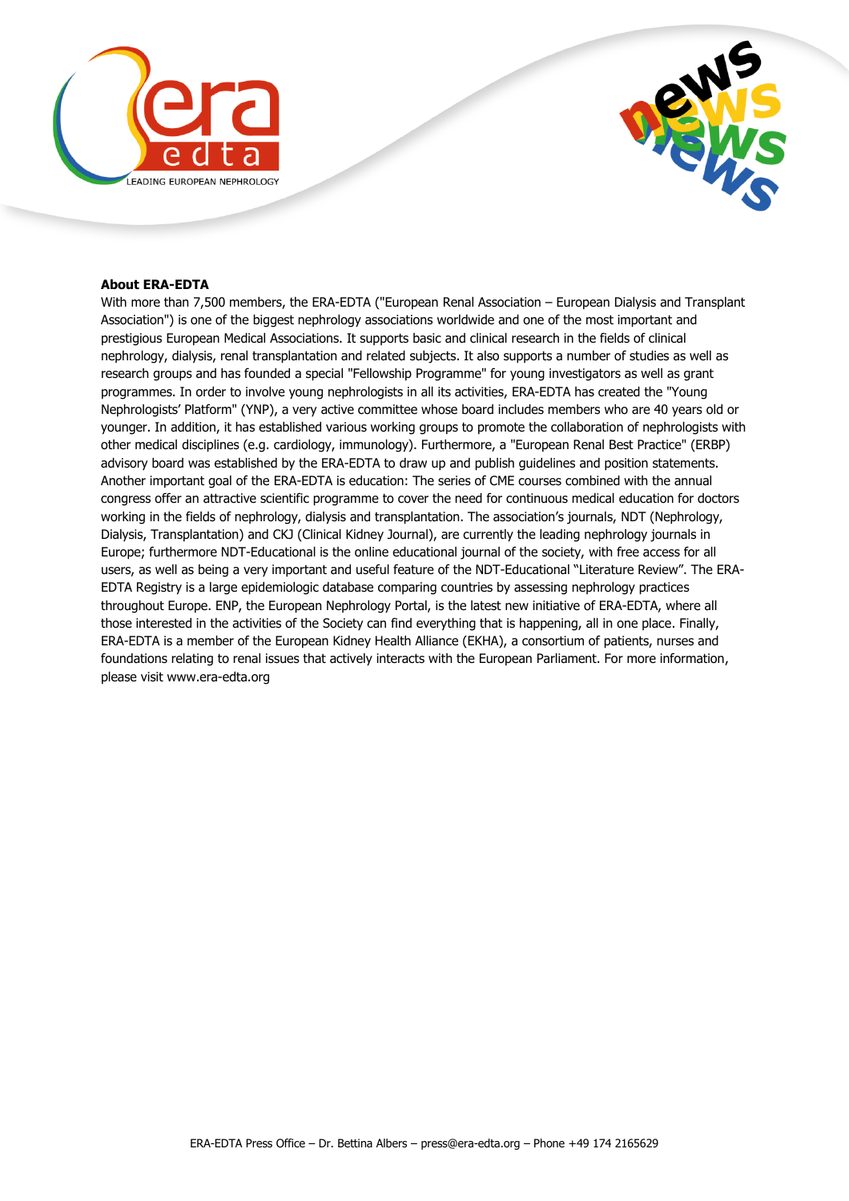**About ERA-EDTA**

With more than 7,500 members, the ERA-EDTA ("European Renal Association – European Dialysis and Transplant Association") is one of the biggest nephrology associations worldwide and one of the most important and prestigious European Medical Associations. It supports basic and clinical research in the fields of clinical nephrology, dialysis, renal transplantation and related subjects. It also supports a number of studies as well as research groups and has founded a special "Fellowship Programme" for young investigators as well as grant programmes. In order to involve young nephrologists in all its activities, ERA-EDTA has created the "Young Nephrologists' Platform" (YNP), a very active committee whose board includes members who are 40 years old or younger. In addition, it has established various working groups to promote the collaboration of nephrologists with other medical disciplines (e.g. cardiology, immunology). Furthermore, a "European Renal Best Practice" (ERBP) advisory board was established by the ERA-EDTA to draw up and publish guidelines and position statements. Another important goal of the ERA-EDTA is education: The series of CME courses combined with the annual congress offer an attractive scientific programme to cover the need for continuous medical education for doctors working in the fields of nephrology, dialysis and transplantation. The association's journals, NDT (Nephrology, Dialysis, Transplantation) and CKJ (Clinical Kidney Journal), are currently the leading nephrology journals in Europe; furthermore NDT-Educational is the online educational journal of the society, with free access for all users, as well as being a very important and useful feature of the NDT-Educational "Literature Review". The ERA-EDTA Registry is a large epidemiologic database comparing countries by assessing nephrology practices throughout Europe. ENP, the European Nephrology Portal, is the latest new initiative of ERA-EDTA, where all those interested in the activities of the Society can find everything that is happening, all in one place. Finally, ERA-EDTA is a member of the European Kidney Health Alliance (EKHA), a consortium of patients, nurses and foundations relating to renal issues that actively interacts with the European Parliament. For more information, please visit www.era-edta.org

ERA-EDTA Press Office – Dr. Bettina Albers – press@era-edta.org – Phone +49 174 2165629